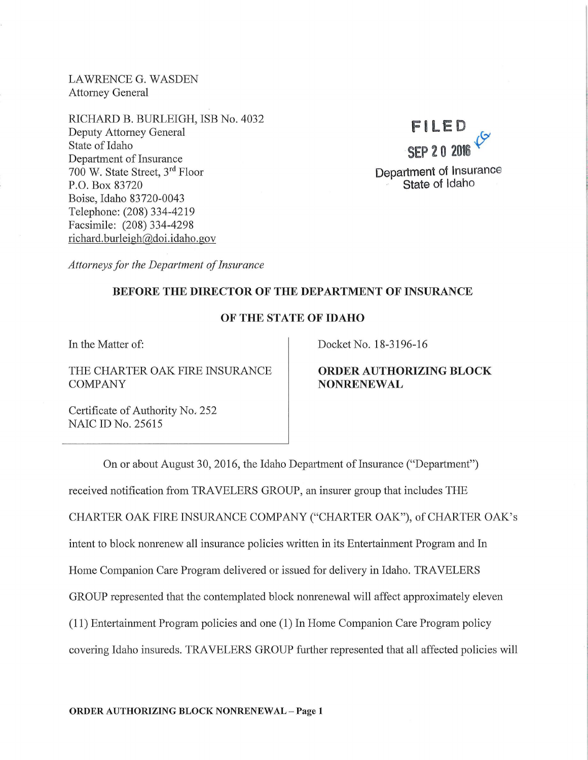LAWRENCE G. WASDEN
Attorney General

RICHARD B. BURLEIGH, ISB No. 4032
Deputy Attorney General
State of Idaho
Department of Insurance
700 W. State Street, 3rd Floor
P.O. Box 83720
Boise, Idaho 83720-0043
Telephone: (208) 334-4219
Facsimile: (208) 334-4298
richard.burleigh@doi.idaho.gov

FILED
SEP 20 2016
Department of Insurance
State of Idaho

*Attorneys for the Department of Insurance*

**BEFORE THE DIRECTOR OF THE DEPARTMENT OF INSURANCE**

**OF THE STATE OF IDAHO**

| | |
|---|---|
| In the Matter of:<br><br>THE CHARTER OAK FIRE INSURANCE COMPANY<br><br>Certificate of Authority No. 252<br>NAIC ID No. 25615 | Docket No. 18-3196-16<br><br>**ORDER AUTHORIZING BLOCK NONRENEWAL** |

On or about August 30, 2016, the Idaho Department of Insurance ("Department") received notification from TRAVELERS GROUP, an insurer group that includes THE CHARTER OAK FIRE INSURANCE COMPANY ("CHARTER OAK"), of CHARTER OAK's intent to block nonrenew all insurance policies written in its Entertainment Program and In Home Companion Care Program delivered or issued for delivery in Idaho. TRAVELERS GROUP represented that the contemplated block nonrenewal will affect approximately eleven (11) Entertainment Program policies and one (1) In Home Companion Care Program policy covering Idaho insureds. TRAVELERS GROUP further represented that all affected policies will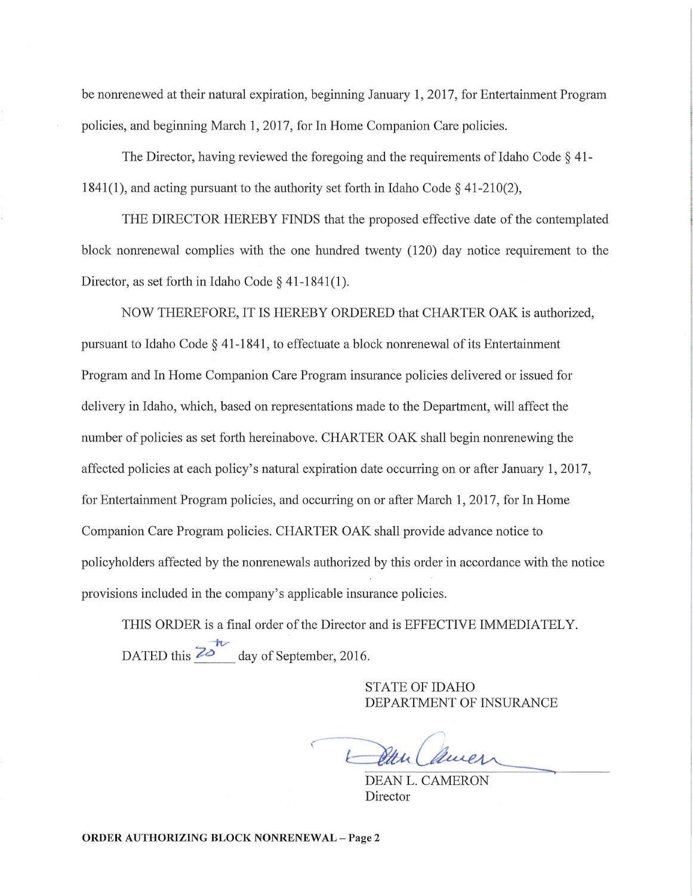be nonrenewed at their natural expiration, beginning January 1, 2017, for Entertainment Program policies, and beginning March 1, 2017, for In Home Companion Care policies.

The Director, having reviewed the foregoing and the requirements of Idaho Code § 41-1841(1), and acting pursuant to the authority set forth in Idaho Code § 41-210(2),

THE DIRECTOR HEREBY FINDS that the proposed effective date of the contemplated block nonrenewal complies with the one hundred twenty (120) day notice requirement to the Director, as set forth in Idaho Code § 41-1841(1).

NOW THEREFORE, IT IS HEREBY ORDERED that CHARTER OAK is authorized, pursuant to Idaho Code § 41-1841, to effectuate a block nonrenewal of its Entertainment Program and In Home Companion Care Program insurance policies delivered or issued for delivery in Idaho, which, based on representations made to the Department, will affect the number of policies as set forth hereinabove. CHARTER OAK shall begin nonrenewing the affected policies at each policy's natural expiration date occurring on or after January 1, 2017, for Entertainment Program policies, and occurring on or after March 1, 2017, for In Home Companion Care Program policies. CHARTER OAK shall provide advance notice to policyholders affected by the nonrenewals authorized by this order in accordance with the notice provisions included in the company's applicable insurance policies.

THIS ORDER is a final order of the Director and is EFFECTIVE IMMEDIATELY.

DATED this 20th day of September, 2016.

STATE OF IDAHO
DEPARTMENT OF INSURANCE

DEAN L. CAMERON
Director

**ORDER AUTHORIZING BLOCK NONRENEWAL – Page 2**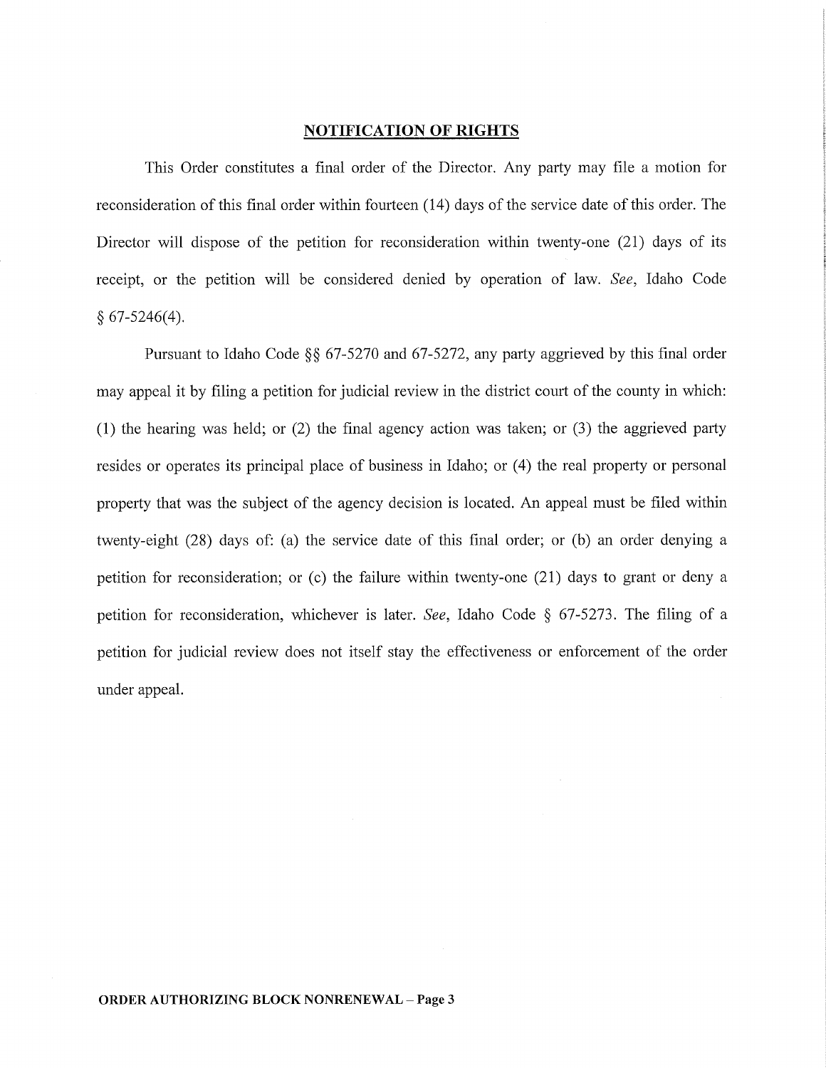## NOTIFICATION OF RIGHTS

This Order constitutes a final order of the Director. Any party may file a motion for reconsideration of this final order within fourteen (14) days of the service date of this order. The Director will dispose of the petition for reconsideration within twenty-one (21) days of its receipt, or the petition will be considered denied by operation of law. *See*, Idaho Code § 67-5246(4).

Pursuant to Idaho Code §§ 67-5270 and 67-5272, any party aggrieved by this final order may appeal it by filing a petition for judicial review in the district court of the county in which: (1) the hearing was held; or (2) the final agency action was taken; or (3) the aggrieved party resides or operates its principal place of business in Idaho; or (4) the real property or personal property that was the subject of the agency decision is located. An appeal must be filed within twenty-eight (28) days of: (a) the service date of this final order; or (b) an order denying a petition for reconsideration; or (c) the failure within twenty-one (21) days to grant or deny a petition for reconsideration, whichever is later. *See*, Idaho Code § 67-5273. The filing of a petition for judicial review does not itself stay the effectiveness or enforcement of the order under appeal.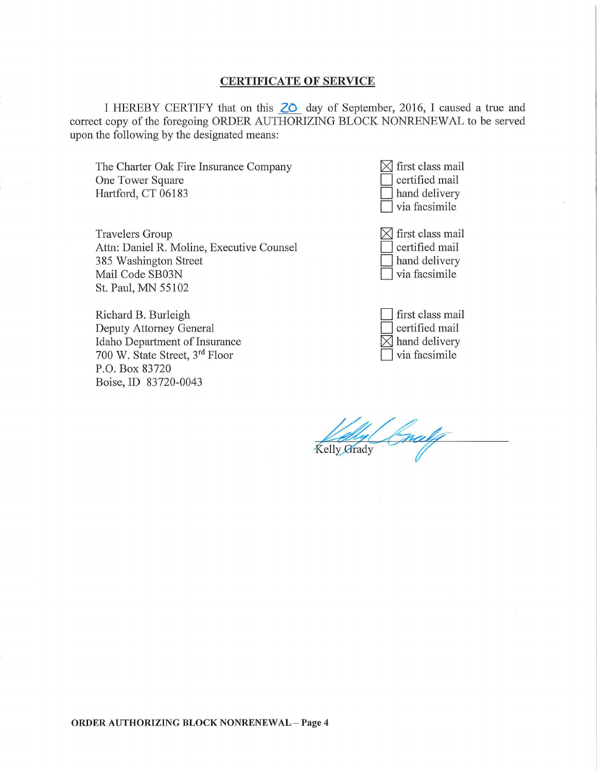## CERTIFICATE OF SERVICE

I HEREBY CERTIFY that on this 20 day of September, 2016, I caused a true and correct copy of the foregoing ORDER AUTHORIZING BLOCK NONRENEWAL to be served upon the following by the designated means:

| | |
|---|---|
| The Charter Oak Fire Insurance Company<br>One Tower Square<br>Hartford, CT 06183 | ☒ first class mail<br>☐ certified mail<br>☐ hand delivery<br>☐ via facsimile |
| Travelers Group<br>Attn: Daniel R. Moline, Executive Counsel<br>385 Washington Street<br>Mail Code SB03N<br>St. Paul, MN 55102 | ☒ first class mail<br>☐ certified mail<br>☐ hand delivery<br>☐ via facsimile |
| Richard B. Burleigh<br>Deputy Attorney General<br>Idaho Department of Insurance<br>700 W. State Street, 3rd Floor<br>P.O. Box 83720<br>Boise, ID 83720-0043 | ☐ first class mail<br>☐ certified mail<br>☒ hand delivery<br>☐ via facsimile |

Kelly Grady